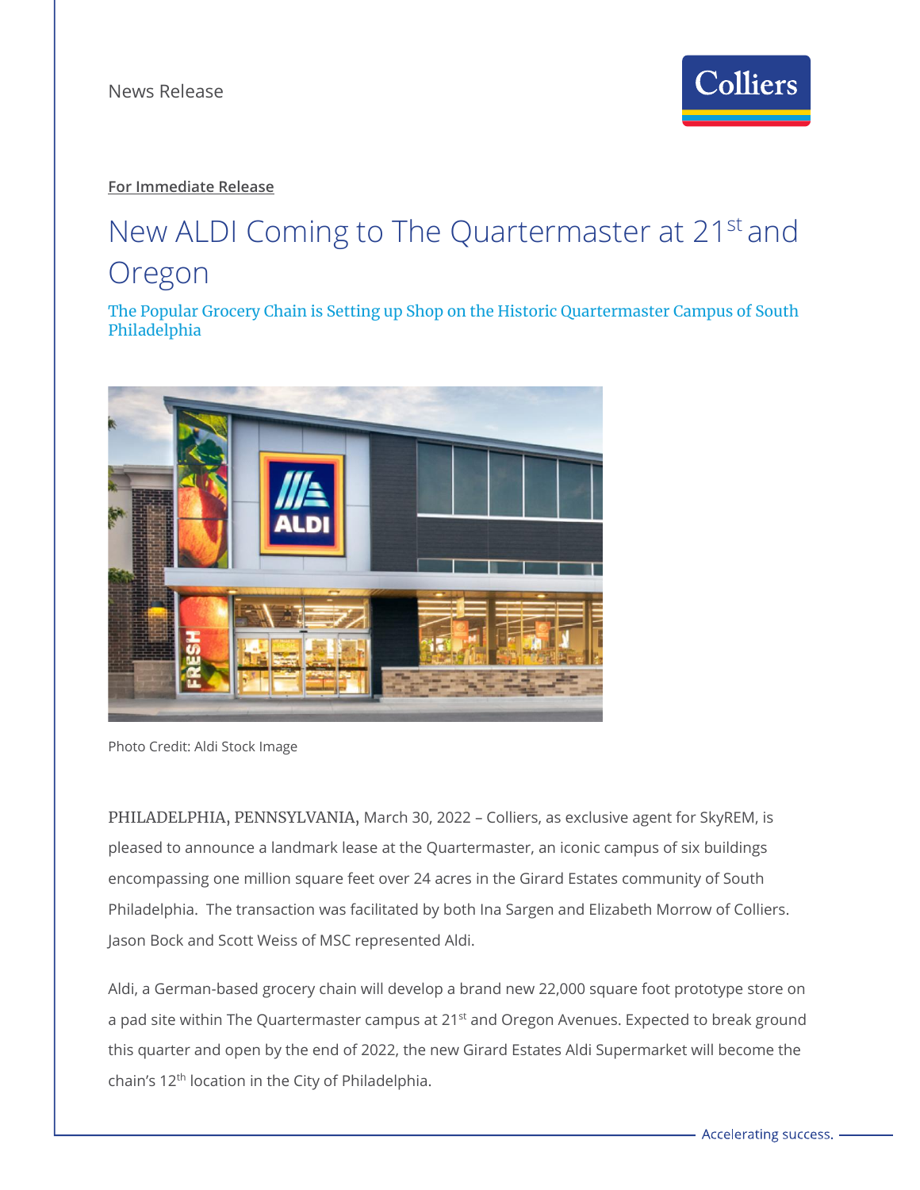News Release

**For Immediate Release**

# New ALDI Coming to The Quartermaster at 21st and Oregon

## The Popular Grocery Chain is Setting up Shop on the Historic Quartermaster Campus of South Philadelphia

Photo Credit: Aldi Stock Image

PHILADELPHIA, PENNSYLVANIA, March 30, 2022 – Colliers, as exclusive agent for SkyREM, is pleased to announce a landmark lease at the Quartermaster, an iconic campus of six buildings encompassing one million square feet over 24 acres in the Girard Estates community of South Philadelphia. The transaction was facilitated by both Ina Sargen and Elizabeth Morrow of Colliers. Jason Bock and Scott Weiss of MSC represented Aldi.

Aldi, a German-based grocery chain will develop a brand new 22,000 square foot prototype store on a pad site within The Quartermaster campus at 21st and Oregon Avenues. Expected to break ground this quarter and open by the end of 2022, the new Girard Estates Aldi Supermarket will become the chain's 12th location in the City of Philadelphia.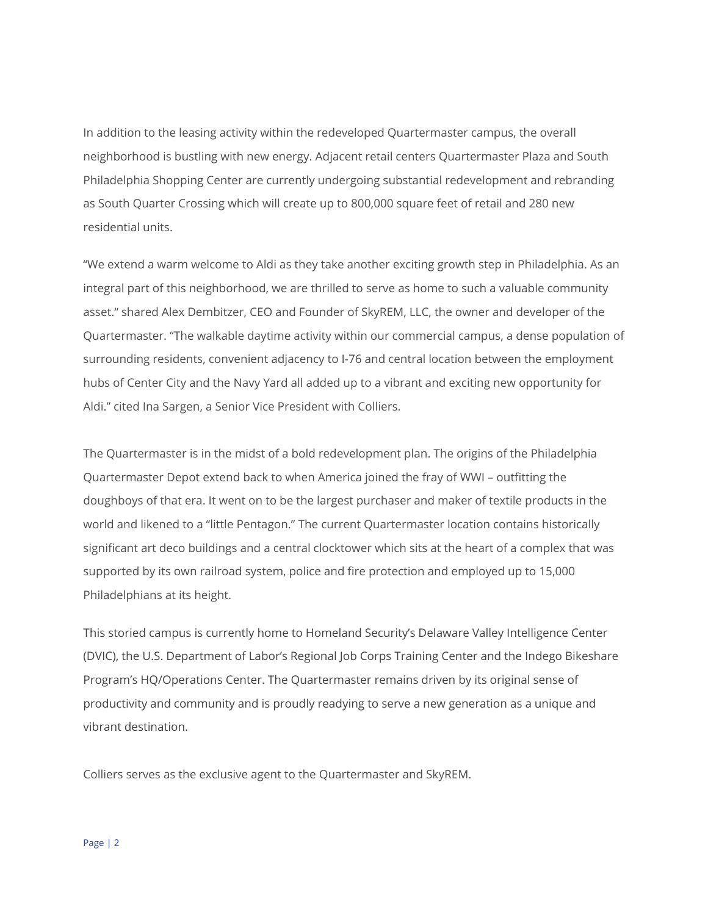In addition to the leasing activity within the redeveloped Quartermaster campus, the overall neighborhood is bustling with new energy. Adjacent retail centers Quartermaster Plaza and South Philadelphia Shopping Center are currently undergoing substantial redevelopment and rebranding as South Quarter Crossing which will create up to 800,000 square feet of retail and 280 new residential units.

"We extend a warm welcome to Aldi as they take another exciting growth step in Philadelphia. As an integral part of this neighborhood, we are thrilled to serve as home to such a valuable community asset." shared Alex Dembitzer, CEO and Founder of SkyREM, LLC, the owner and developer of the Quartermaster. "The walkable daytime activity within our commercial campus, a dense population of surrounding residents, convenient adjacency to I-76 and central location between the employment hubs of Center City and the Navy Yard all added up to a vibrant and exciting new opportunity for Aldi." cited Ina Sargen, a Senior Vice President with Colliers.

The Quartermaster is in the midst of a bold redevelopment plan. The origins of the Philadelphia Quartermaster Depot extend back to when America joined the fray of WWI – outfitting the doughboys of that era. It went on to be the largest purchaser and maker of textile products in the world and likened to a "little Pentagon." The current Quartermaster location contains historically significant art deco buildings and a central clocktower which sits at the heart of a complex that was supported by its own railroad system, police and fire protection and employed up to 15,000 Philadelphians at its height.

This storied campus is currently home to Homeland Security's Delaware Valley Intelligence Center (DVIC), the U.S. Department of Labor's Regional Job Corps Training Center and the Indego Bikeshare Program's HQ/Operations Center. The Quartermaster remains driven by its original sense of productivity and community and is proudly readying to serve a new generation as a unique and vibrant destination.

Colliers serves as the exclusive agent to the Quartermaster and SkyREM.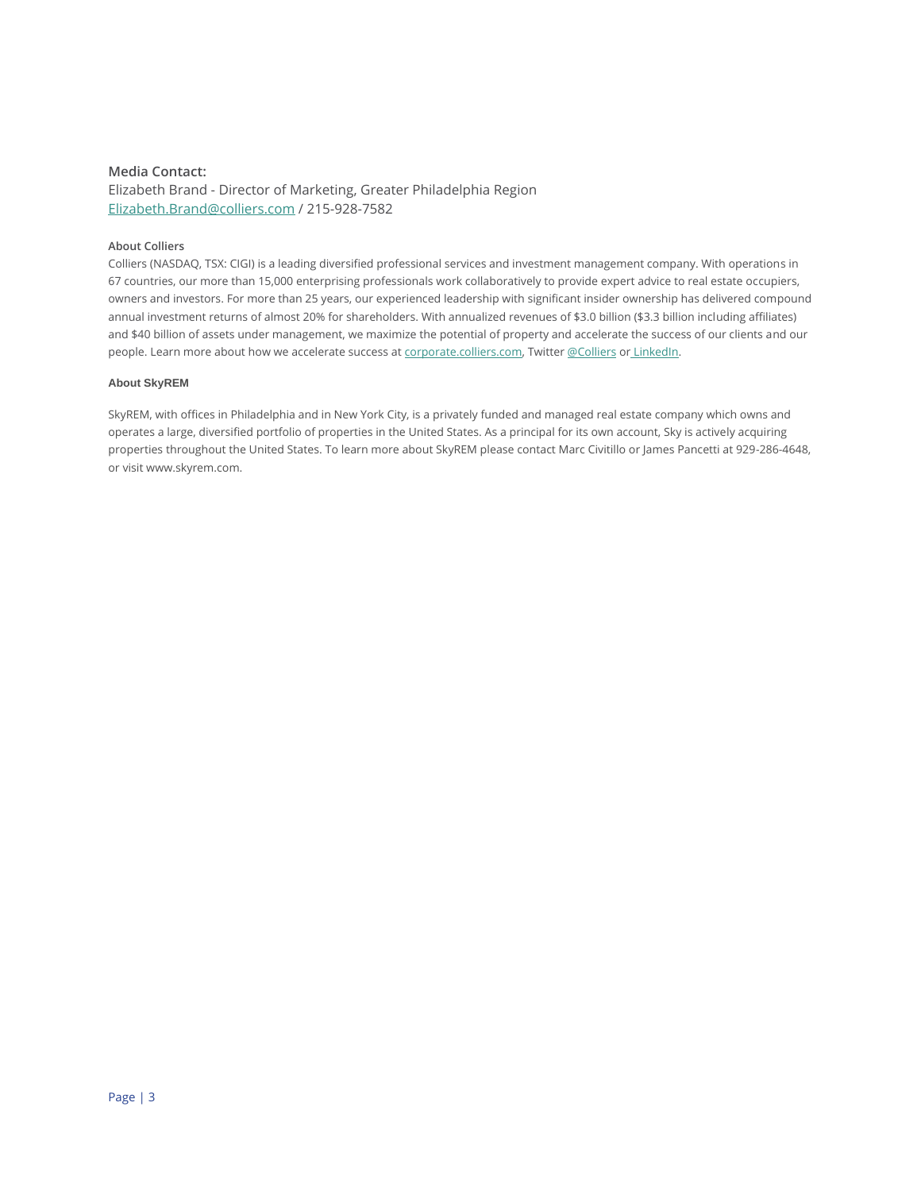**Media Contact:**
Elizabeth Brand - Director of Marketing, Greater Philadelphia Region
Elizabeth.Brand@colliers.com / 215-928-7582

**About Colliers**

Colliers (NASDAQ, TSX: CIGI) is a leading diversified professional services and investment management company. With operations in 67 countries, our more than 15,000 enterprising professionals work collaboratively to provide expert advice to real estate occupiers, owners and investors. For more than 25 years, our experienced leadership with significant insider ownership has delivered compound annual investment returns of almost 20% for shareholders. With annualized revenues of $3.0 billion ($3.3 billion including affiliates) and $40 billion of assets under management, we maximize the potential of property and accelerate the success of our clients and our people. Learn more about how we accelerate success at corporate.colliers.com, Twitter @Colliers or LinkedIn.

**About SkyREM**

SkyREM, with offices in Philadelphia and in New York City, is a privately funded and managed real estate company which owns and operates a large, diversified portfolio of properties in the United States. As a principal for its own account, Sky is actively acquiring properties throughout the United States. To learn more about SkyREM please contact Marc Civitillo or James Pancetti at 929-286-4648, or visit www.skyrem.com.